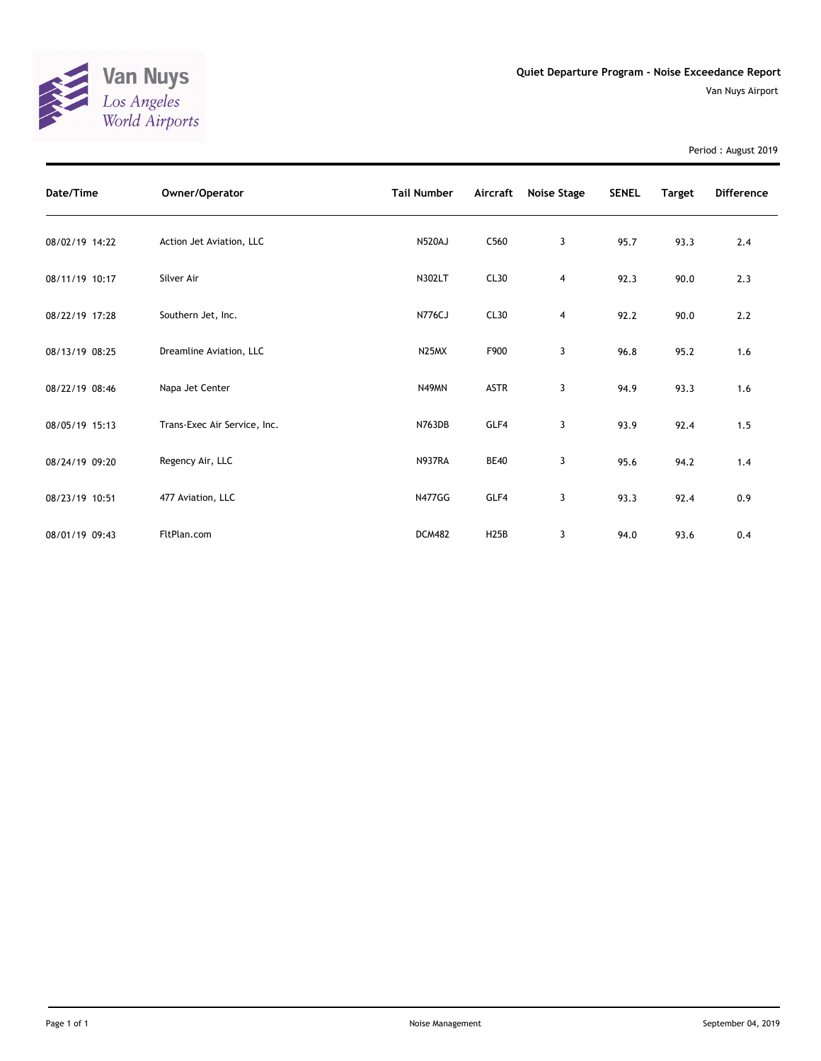Van Nuys
Los Angeles
World Airports

## Quiet Departure Program - Noise Exceedance Report

Van Nuys Airport

Period : August 2019

| Date/Time | Owner/Operator | Tail Number | Aircraft | Noise Stage | SENEL | Target | Difference |
|---|---|---|---|---|---|---|---|
| 08/02/19 14:22 | Action Jet Aviation, LLC | N520AJ | C560 | 3 | 95.7 | 93.3 | 2.4 |
| 08/11/19 10:17 | Silver Air | N302LT | CL30 | 4 | 92.3 | 90.0 | 2.3 |
| 08/22/19 17:28 | Southern Jet, Inc. | N776CJ | CL30 | 4 | 92.2 | 90.0 | 2.2 |
| 08/13/19 08:25 | Dreamline Aviation, LLC | N25MX | F900 | 3 | 96.8 | 95.2 | 1.6 |
| 08/22/19 08:46 | Napa Jet Center | N49MN | ASTR | 3 | 94.9 | 93.3 | 1.6 |
| 08/05/19 15:13 | Trans-Exec Air Service, Inc. | N763DB | GLF4 | 3 | 93.9 | 92.4 | 1.5 |
| 08/24/19 09:20 | Regency Air, LLC | N937RA | BE40 | 3 | 95.6 | 94.2 | 1.4 |
| 08/23/19 10:51 | 477 Aviation, LLC | N477GG | GLF4 | 3 | 93.3 | 92.4 | 0.9 |
| 08/01/19 09:43 | FltPlan.com | DCM482 | H25B | 3 | 94.0 | 93.6 | 0.4 |

Noise Management

September 04, 2019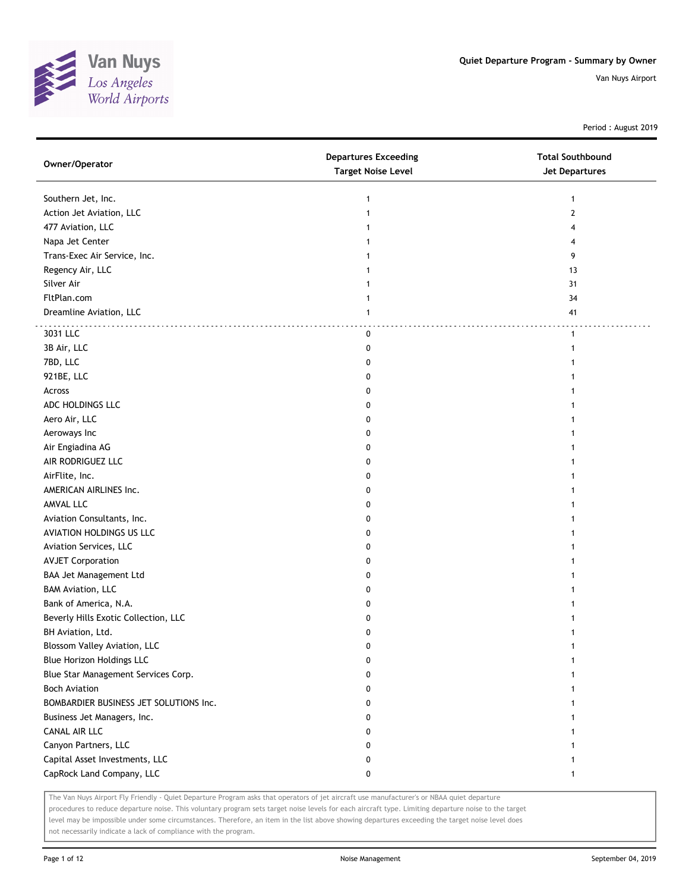# Quiet Departure Program - Summary by Owner

Van Nuys Airport

Period : August 2019

| Owner/Operator | Departures Exceeding Target Noise Level | Total Southbound Jet Departures |
|---|---|---|
| Southern Jet, Inc. | 1 | 1 |
| Action Jet Aviation, LLC | 1 | 2 |
| 477 Aviation, LLC | 1 | 4 |
| Napa Jet Center | 1 | 4 |
| Trans-Exec Air Service, Inc. | 1 | 9 |
| Regency Air, LLC | 1 | 13 |
| Silver Air | 1 | 31 |
| FltPlan.com | 1 | 34 |
| Dreamline Aviation, LLC | 1 | 41 |
| 3031 LLC | 0 | 1 |
| 3B Air, LLC | 0 | 1 |
| 7BD, LLC | 0 | 1 |
| 921BE, LLC | 0 | 1 |
| Across | 0 | 1 |
| ADC HOLDINGS LLC | 0 | 1 |
| Aero Air, LLC | 0 | 1 |
| Aeroways Inc | 0 | 1 |
| Air Engiadina AG | 0 | 1 |
| AIR RODRIGUEZ LLC | 0 | 1 |
| AirFlite, Inc. | 0 | 1 |
| AMERICAN AIRLINES Inc. | 0 | 1 |
| AMVAL LLC | 0 | 1 |
| Aviation Consultants, Inc. | 0 | 1 |
| AVIATION HOLDINGS US LLC | 0 | 1 |
| Aviation Services, LLC | 0 | 1 |
| AVJET Corporation | 0 | 1 |
| BAA Jet Management Ltd | 0 | 1 |
| BAM Aviation, LLC | 0 | 1 |
| Bank of America, N.A. | 0 | 1 |
| Beverly Hills Exotic Collection, LLC | 0 | 1 |
| BH Aviation, Ltd. | 0 | 1 |
| Blossom Valley Aviation, LLC | 0 | 1 |
| Blue Horizon Holdings LLC | 0 | 1 |
| Blue Star Management Services Corp. | 0 | 1 |
| Boch Aviation | 0 | 1 |
| BOMBARDIER BUSINESS JET SOLUTIONS Inc. | 0 | 1 |
| Business Jet Managers, Inc. | 0 | 1 |
| CANAL AIR LLC | 0 | 1 |
| Canyon Partners, LLC | 0 | 1 |
| Capital Asset Investments, LLC | 0 | 1 |
| CapRock Land Company, LLC | 0 | 1 |

The Van Nuys Airport Fly Friendly - Quiet Departure Program asks that operators of jet aircraft use manufacturer's or NBAA quiet departure procedures to reduce departure noise. This voluntary program sets target noise levels for each aircraft type. Limiting departure noise to the target level may be impossible under some circumstances. Therefore, an item in the list above showing departures exceeding the target noise level does not necessarily indicate a lack of compliance with the program.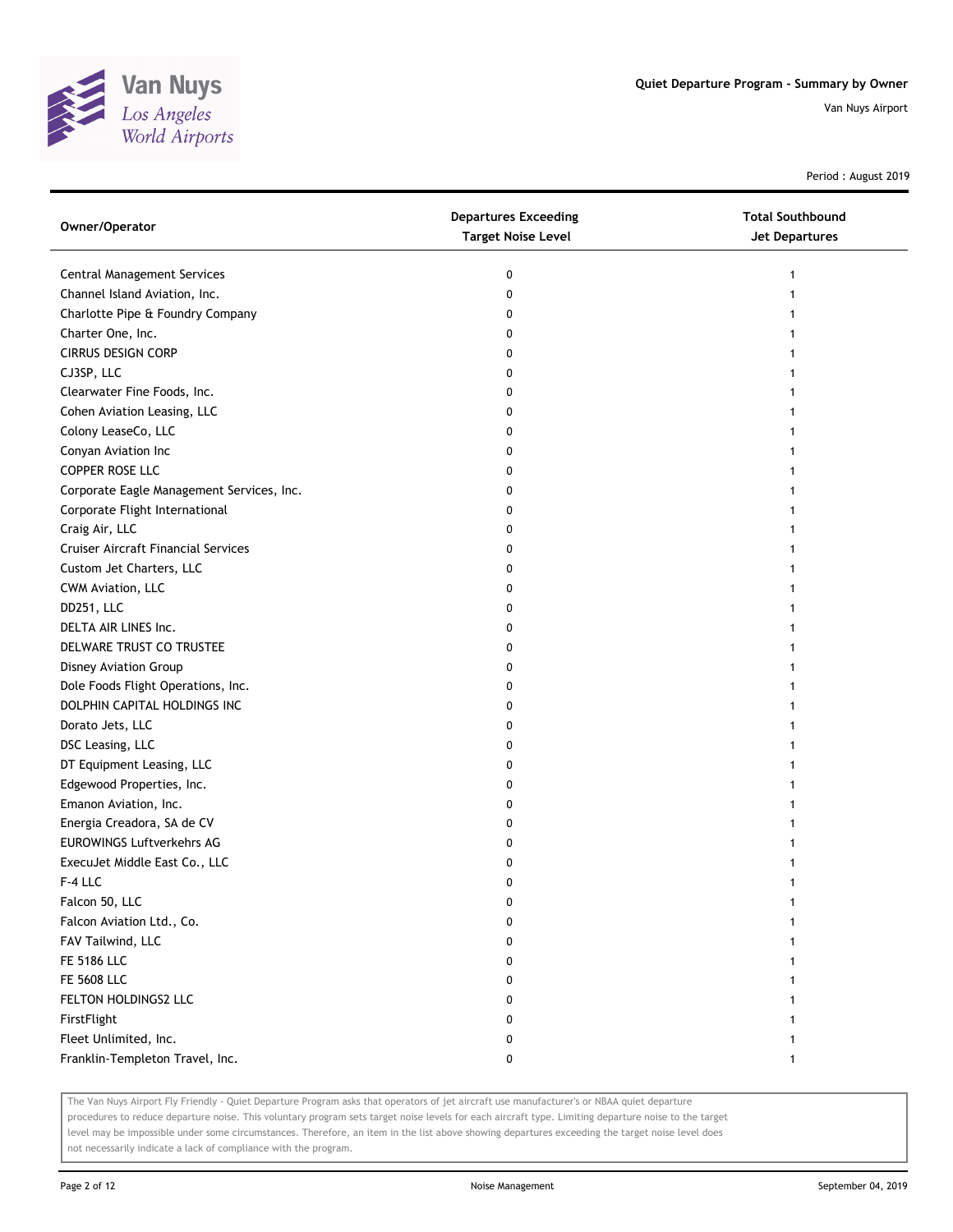# Quiet Departure Program - Summary by Owner

Van Nuys Airport

Period : August 2019

| Owner/Operator | Departures Exceeding Target Noise Level | Total Southbound Jet Departures |
|---|---|---|
| Central Management Services | 0 | 1 |
| Channel Island Aviation, Inc. | 0 | 1 |
| Charlotte Pipe & Foundry Company | 0 | 1 |
| Charter One, Inc. | 0 | 1 |
| CIRRUS DESIGN CORP | 0 | 1 |
| CJ3SP, LLC | 0 | 1 |
| Clearwater Fine Foods, Inc. | 0 | 1 |
| Cohen Aviation Leasing, LLC | 0 | 1 |
| Colony LeaseCo, LLC | 0 | 1 |
| Conyan Aviation Inc | 0 | 1 |
| COPPER ROSE LLC | 0 | 1 |
| Corporate Eagle Management Services, Inc. | 0 | 1 |
| Corporate Flight International | 0 | 1 |
| Craig Air, LLC | 0 | 1 |
| Cruiser Aircraft Financial Services | 0 | 1 |
| Custom Jet Charters, LLC | 0 | 1 |
| CWM Aviation, LLC | 0 | 1 |
| DD251, LLC | 0 | 1 |
| DELTA AIR LINES Inc. | 0 | 1 |
| DELWARE TRUST CO TRUSTEE | 0 | 1 |
| Disney Aviation Group | 0 | 1 |
| Dole Foods Flight Operations, Inc. | 0 | 1 |
| DOLPHIN CAPITAL HOLDINGS INC | 0 | 1 |
| Dorato Jets, LLC | 0 | 1 |
| DSC Leasing, LLC | 0 | 1 |
| DT Equipment Leasing, LLC | 0 | 1 |
| Edgewood Properties, Inc. | 0 | 1 |
| Emanon Aviation, Inc. | 0 | 1 |
| Energia Creadora, SA de CV | 0 | 1 |
| EUROWINGS Luftverkehrs AG | 0 | 1 |
| ExecuJet Middle East Co., LLC | 0 | 1 |
| F-4 LLC | 0 | 1 |
| Falcon 50, LLC | 0 | 1 |
| Falcon Aviation Ltd., Co. | 0 | 1 |
| FAV Tailwind, LLC | 0 | 1 |
| FE 5186 LLC | 0 | 1 |
| FE 5608 LLC | 0 | 1 |
| FELTON HOLDINGS2 LLC | 0 | 1 |
| FirstFlight | 0 | 1 |
| Fleet Unlimited, Inc. | 0 | 1 |
| Franklin-Templeton Travel, Inc. | 0 | 1 |

The Van Nuys Airport Fly Friendly - Quiet Departure Program asks that operators of jet aircraft use manufacturer's or NBAA quiet departure procedures to reduce departure noise. This voluntary program sets target noise levels for each aircraft type. Limiting departure noise to the target level may be impossible under some circumstances. Therefore, an item in the list above showing departures exceeding the target noise level does not necessarily indicate a lack of compliance with the program.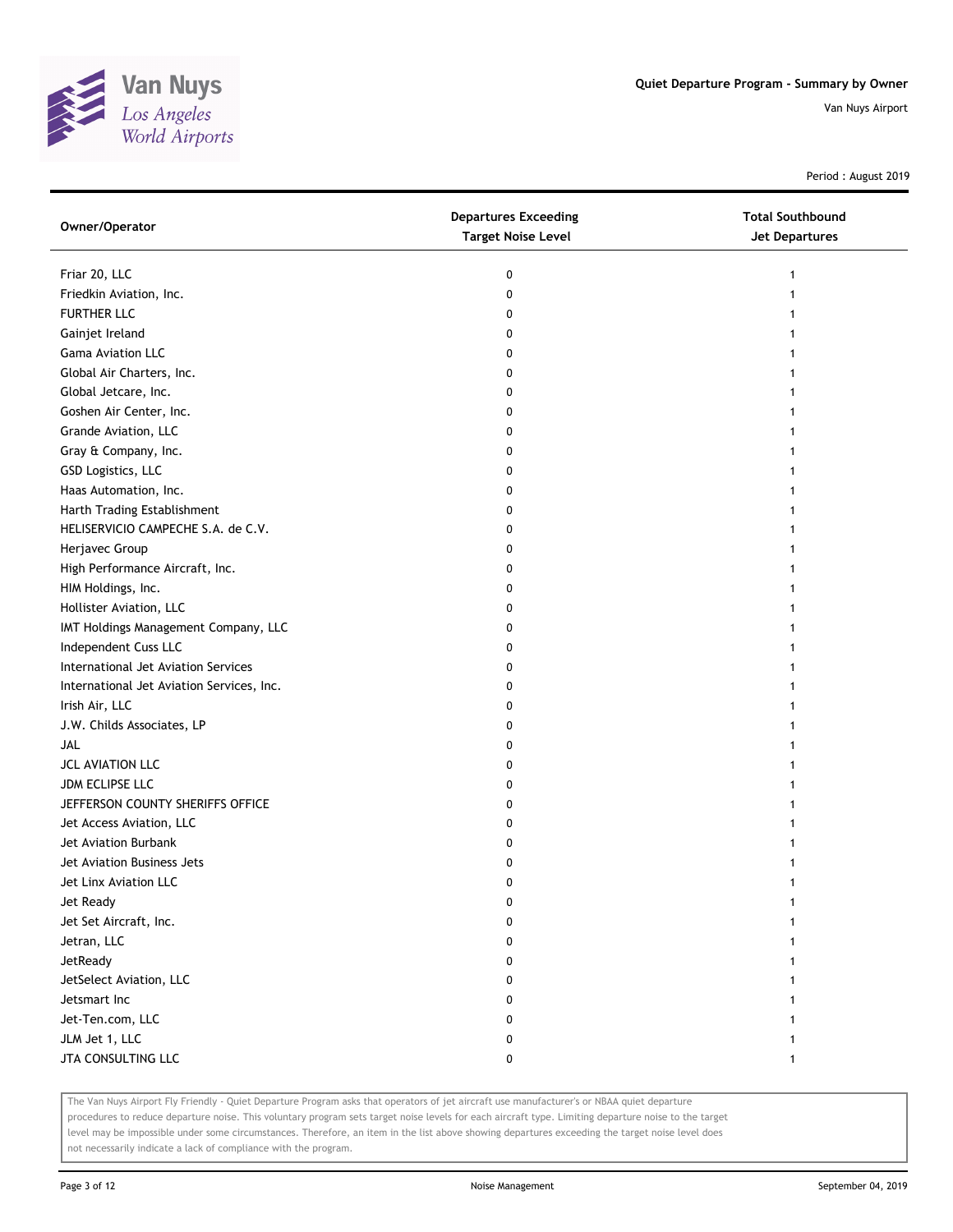# Quiet Departure Program - Summary by Owner

Van Nuys Airport

Period : August 2019

| Owner/Operator | Departures Exceeding Target Noise Level | Total Southbound Jet Departures |
|---|---|---|
| Friar 20, LLC | 0 | 1 |
| Friedkin Aviation, Inc. | 0 | 1 |
| FURTHER LLC | 0 | 1 |
| Gainjet Ireland | 0 | 1 |
| Gama Aviation LLC | 0 | 1 |
| Global Air Charters, Inc. | 0 | 1 |
| Global Jetcare, Inc. | 0 | 1 |
| Goshen Air Center, Inc. | 0 | 1 |
| Grande Aviation, LLC | 0 | 1 |
| Gray & Company, Inc. | 0 | 1 |
| GSD Logistics, LLC | 0 | 1 |
| Haas Automation, Inc. | 0 | 1 |
| Harth Trading Establishment | 0 | 1 |
| HELISERVICIO CAMPECHE S.A. de C.V. | 0 | 1 |
| Herjavec Group | 0 | 1 |
| High Performance Aircraft, Inc. | 0 | 1 |
| HIM Holdings, Inc. | 0 | 1 |
| Hollister Aviation, LLC | 0 | 1 |
| IMT Holdings Management Company, LLC | 0 | 1 |
| Independent Cuss LLC | 0 | 1 |
| International Jet Aviation Services | 0 | 1 |
| International Jet Aviation Services, Inc. | 0 | 1 |
| Irish Air, LLC | 0 | 1 |
| J.W. Childs Associates, LP | 0 | 1 |
| JAL | 0 | 1 |
| JCL AVIATION LLC | 0 | 1 |
| JDM ECLIPSE LLC | 0 | 1 |
| JEFFERSON COUNTY SHERIFFS OFFICE | 0 | 1 |
| Jet Access Aviation, LLC | 0 | 1 |
| Jet Aviation Burbank | 0 | 1 |
| Jet Aviation Business Jets | 0 | 1 |
| Jet Linx Aviation LLC | 0 | 1 |
| Jet Ready | 0 | 1 |
| Jet Set Aircraft, Inc. | 0 | 1 |
| Jetran, LLC | 0 | 1 |
| JetReady | 0 | 1 |
| JetSelect Aviation, LLC | 0 | 1 |
| Jetsmart Inc | 0 | 1 |
| Jet-Ten.com, LLC | 0 | 1 |
| JLM Jet 1, LLC | 0 | 1 |
| JTA CONSULTING LLC | 0 | 1 |

The Van Nuys Airport Fly Friendly - Quiet Departure Program asks that operators of jet aircraft use manufacturer's or NBAA quiet departure procedures to reduce departure noise. This voluntary program sets target noise levels for each aircraft type. Limiting departure noise to the target level may be impossible under some circumstances. Therefore, an item in the list above showing departures exceeding the target noise level does not necessarily indicate a lack of compliance with the program.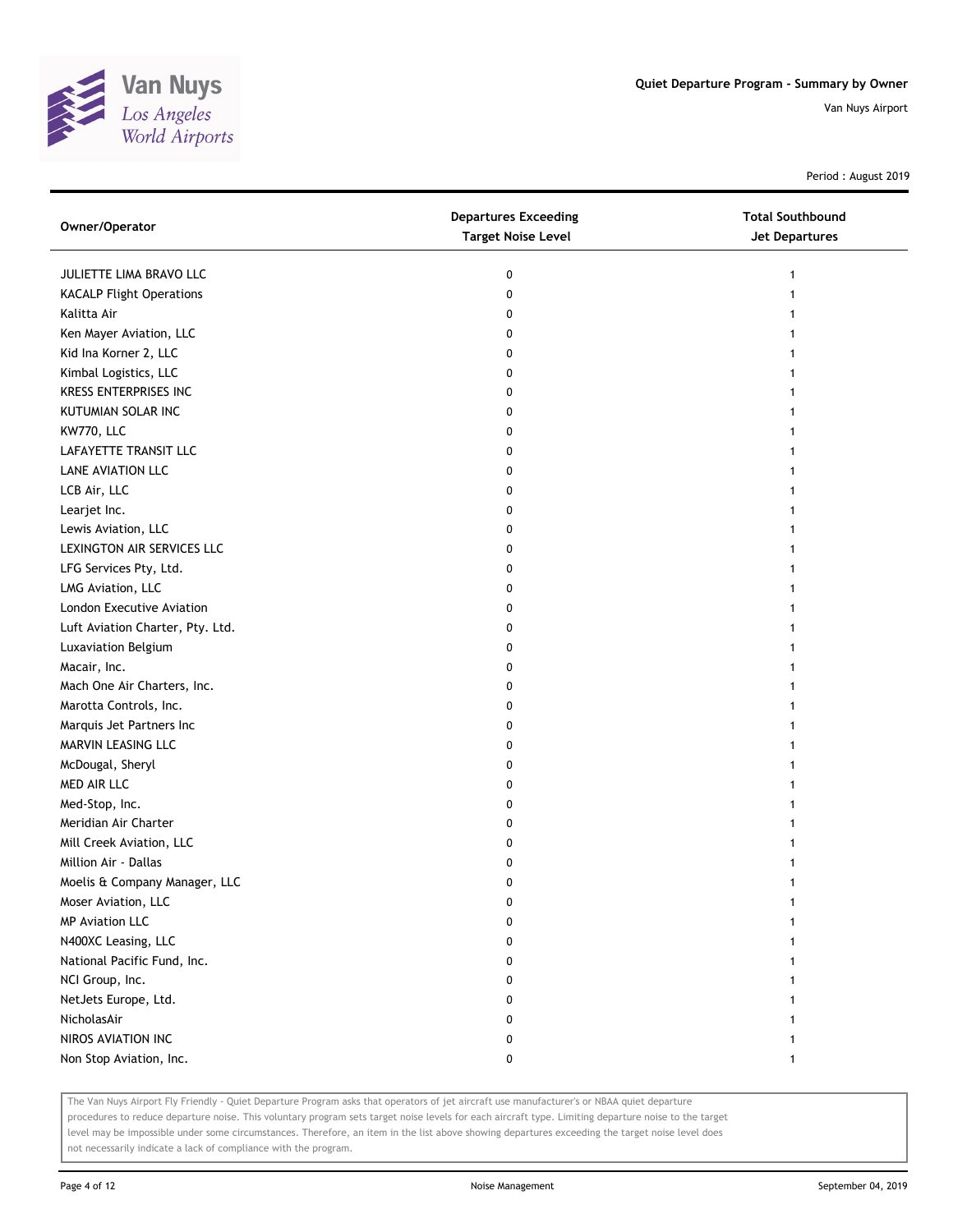# Quiet Departure Program - Summary by Owner

Van Nuys Airport

Period : August 2019

| Owner/Operator | Departures Exceeding Target Noise Level | Total Southbound Jet Departures |
|---|---|---|
| JULIETTE LIMA BRAVO LLC | 0 | 1 |
| KACALP Flight Operations | 0 | 1 |
| Kalitta Air | 0 | 1 |
| Ken Mayer Aviation, LLC | 0 | 1 |
| Kid Ina Korner 2, LLC | 0 | 1 |
| Kimbal Logistics, LLC | 0 | 1 |
| KRESS ENTERPRISES INC | 0 | 1 |
| KUTUMIAN SOLAR INC | 0 | 1 |
| KW770, LLC | 0 | 1 |
| LAFAYETTE TRANSIT LLC | 0 | 1 |
| LANE AVIATION LLC | 0 | 1 |
| LCB Air, LLC | 0 | 1 |
| Learjet Inc. | 0 | 1 |
| Lewis Aviation, LLC | 0 | 1 |
| LEXINGTON AIR SERVICES LLC | 0 | 1 |
| LFG Services Pty, Ltd. | 0 | 1 |
| LMG Aviation, LLC | 0 | 1 |
| London Executive Aviation | 0 | 1 |
| Luft Aviation Charter, Pty. Ltd. | 0 | 1 |
| Luxaviation Belgium | 0 | 1 |
| Macair, Inc. | 0 | 1 |
| Mach One Air Charters, Inc. | 0 | 1 |
| Marotta Controls, Inc. | 0 | 1 |
| Marquis Jet Partners Inc | 0 | 1 |
| MARVIN LEASING LLC | 0 | 1 |
| McDougal, Sheryl | 0 | 1 |
| MED AIR LLC | 0 | 1 |
| Med-Stop, Inc. | 0 | 1 |
| Meridian Air Charter | 0 | 1 |
| Mill Creek Aviation, LLC | 0 | 1 |
| Million Air - Dallas | 0 | 1 |
| Moelis & Company Manager, LLC | 0 | 1 |
| Moser Aviation, LLC | 0 | 1 |
| MP Aviation LLC | 0 | 1 |
| N400XC Leasing, LLC | 0 | 1 |
| National Pacific Fund, Inc. | 0 | 1 |
| NCI Group, Inc. | 0 | 1 |
| NetJets Europe, Ltd. | 0 | 1 |
| NicholasAir | 0 | 1 |
| NIROS AVIATION INC | 0 | 1 |
| Non Stop Aviation, Inc. | 0 | 1 |

The Van Nuys Airport Fly Friendly - Quiet Departure Program asks that operators of jet aircraft use manufacturer's or NBAA quiet departure procedures to reduce departure noise. This voluntary program sets target noise levels for each aircraft type. Limiting departure noise to the target level may be impossible under some circumstances. Therefore, an item in the list above showing departures exceeding the target noise level does not necessarily indicate a lack of compliance with the program.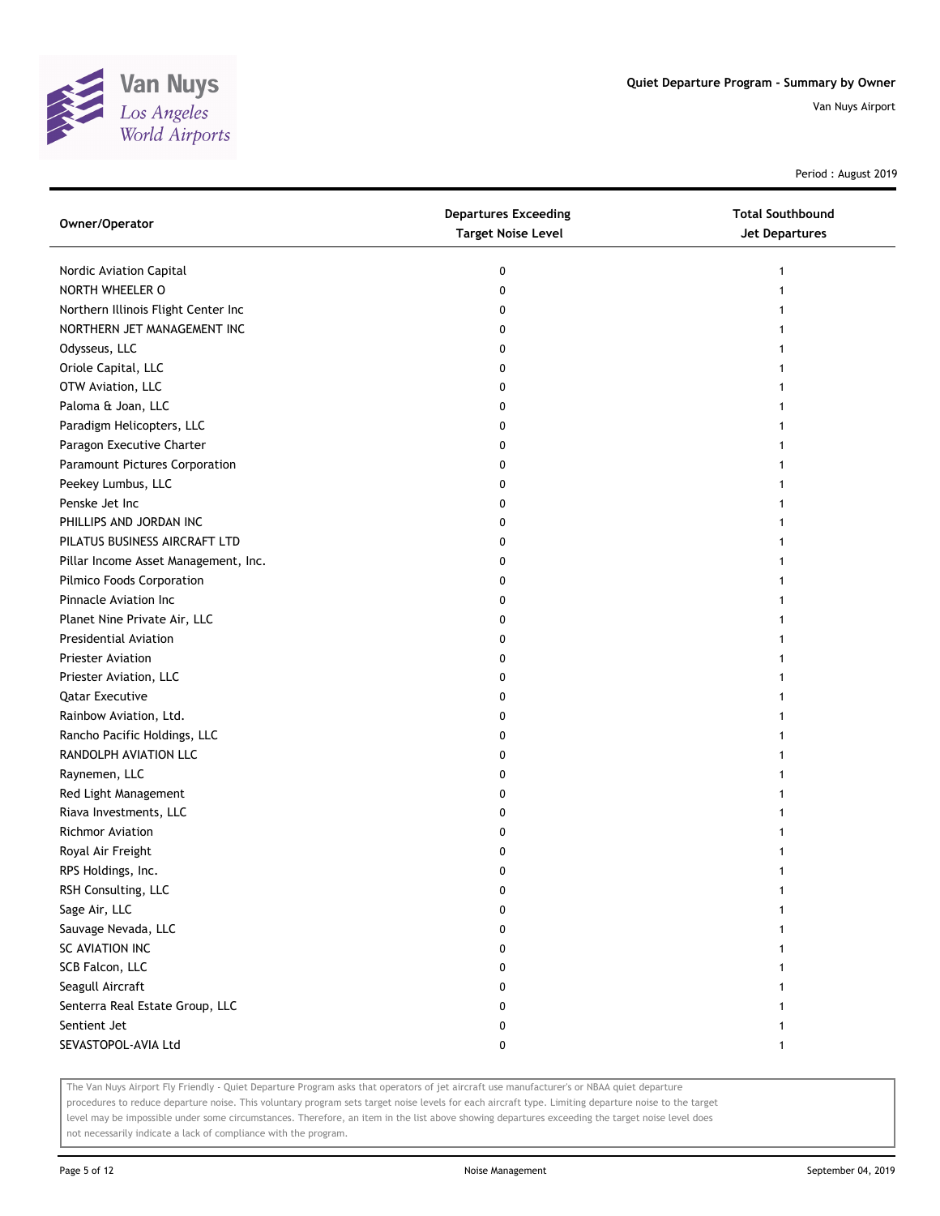Quiet Departure Program - Summary by Owner

Van Nuys Airport

Period : August 2019

| Owner/Operator | Departures Exceeding Target Noise Level | Total Southbound Jet Departures |
|---|---|---|
| Nordic Aviation Capital | 0 | 1 |
| NORTH WHEELER O | 0 | 1 |
| Northern Illinois Flight Center Inc | 0 | 1 |
| NORTHERN JET MANAGEMENT INC | 0 | 1 |
| Odysseus, LLC | 0 | 1 |
| Oriole Capital, LLC | 0 | 1 |
| OTW Aviation, LLC | 0 | 1 |
| Paloma & Joan, LLC | 0 | 1 |
| Paradigm Helicopters, LLC | 0 | 1 |
| Paragon Executive Charter | 0 | 1 |
| Paramount Pictures Corporation | 0 | 1 |
| Peekey Lumbus, LLC | 0 | 1 |
| Penske Jet Inc | 0 | 1 |
| PHILLIPS AND JORDAN INC | 0 | 1 |
| PILATUS BUSINESS AIRCRAFT LTD | 0 | 1 |
| Pillar Income Asset Management, Inc. | 0 | 1 |
| Pilmico Foods Corporation | 0 | 1 |
| Pinnacle Aviation Inc | 0 | 1 |
| Planet Nine Private Air, LLC | 0 | 1 |
| Presidential Aviation | 0 | 1 |
| Priester Aviation | 0 | 1 |
| Priester Aviation, LLC | 0 | 1 |
| Qatar Executive | 0 | 1 |
| Rainbow Aviation, Ltd. | 0 | 1 |
| Rancho Pacific Holdings, LLC | 0 | 1 |
| RANDOLPH AVIATION LLC | 0 | 1 |
| Raynemen, LLC | 0 | 1 |
| Red Light Management | 0 | 1 |
| Riava Investments, LLC | 0 | 1 |
| Richmor Aviation | 0 | 1 |
| Royal Air Freight | 0 | 1 |
| RPS Holdings, Inc. | 0 | 1 |
| RSH Consulting, LLC | 0 | 1 |
| Sage Air, LLC | 0 | 1 |
| Sauvage Nevada, LLC | 0 | 1 |
| SC AVIATION INC | 0 | 1 |
| SCB Falcon, LLC | 0 | 1 |
| Seagull Aircraft | 0 | 1 |
| Senterra Real Estate Group, LLC | 0 | 1 |
| Sentient Jet | 0 | 1 |
| SEVASTOPOL-AVIA Ltd | 0 | 1 |

The Van Nuys Airport Fly Friendly - Quiet Departure Program asks that operators of jet aircraft use manufacturer's or NBAA quiet departure procedures to reduce departure noise. This voluntary program sets target noise levels for each aircraft type. Limiting departure noise to the target level may be impossible under some circumstances. Therefore, an item in the list above showing departures exceeding the target noise level does not necessarily indicate a lack of compliance with the program.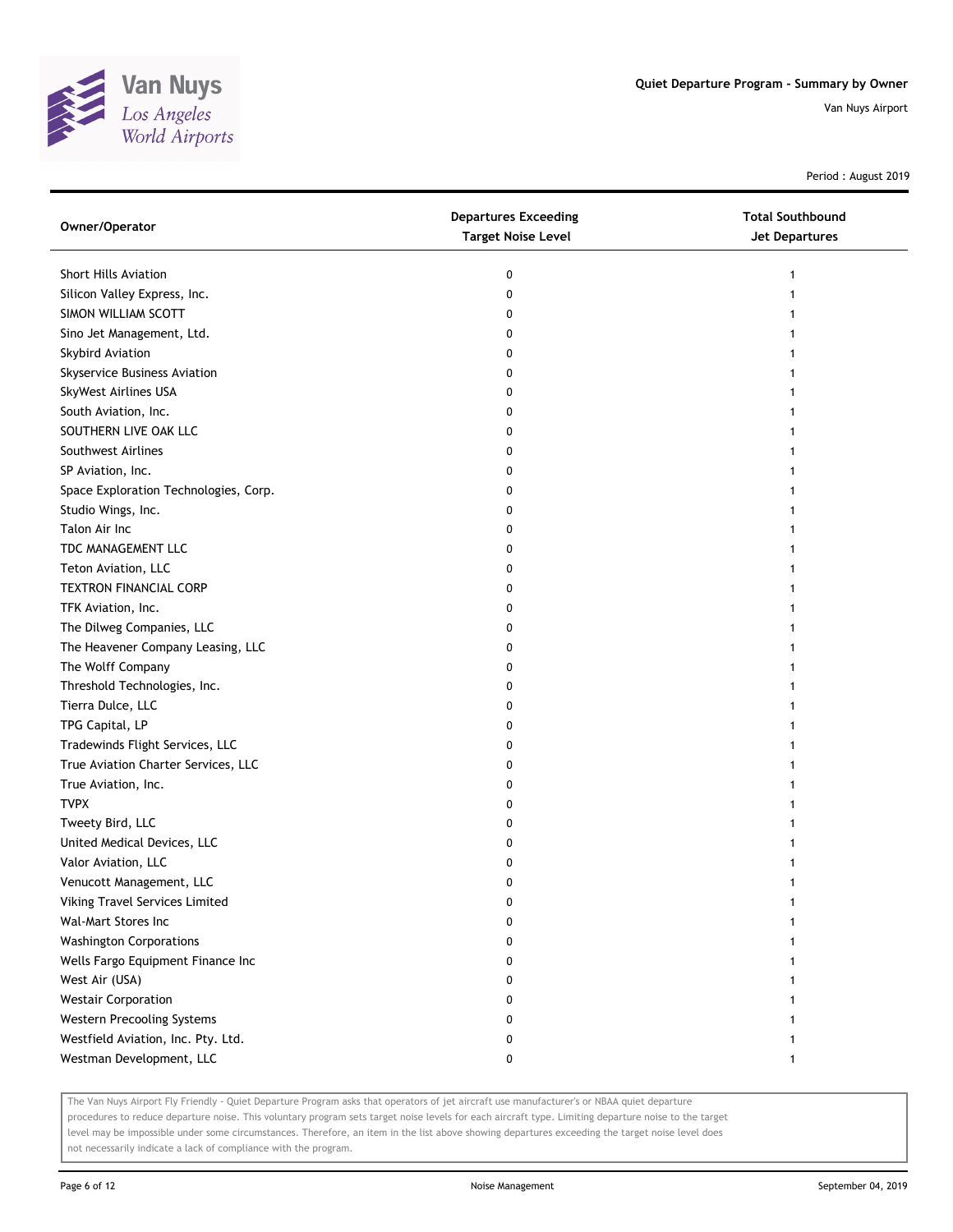# Quiet Departure Program - Summary by Owner

Van Nuys Airport

Period : August 2019

| Owner/Operator | Departures Exceeding Target Noise Level | Total Southbound Jet Departures |
|---|---|---|
| Short Hills Aviation | 0 | 1 |
| Silicon Valley Express, Inc. | 0 | 1 |
| SIMON WILLIAM SCOTT | 0 | 1 |
| Sino Jet Management, Ltd. | 0 | 1 |
| Skybird Aviation | 0 | 1 |
| Skyservice Business Aviation | 0 | 1 |
| SkyWest Airlines USA | 0 | 1 |
| South Aviation, Inc. | 0 | 1 |
| SOUTHERN LIVE OAK LLC | 0 | 1 |
| Southwest Airlines | 0 | 1 |
| SP Aviation, Inc. | 0 | 1 |
| Space Exploration Technologies, Corp. | 0 | 1 |
| Studio Wings, Inc. | 0 | 1 |
| Talon Air Inc | 0 | 1 |
| TDC MANAGEMENT LLC | 0 | 1 |
| Teton Aviation, LLC | 0 | 1 |
| TEXTRON FINANCIAL CORP | 0 | 1 |
| TFK Aviation, Inc. | 0 | 1 |
| The Dilweg Companies, LLC | 0 | 1 |
| The Heavener Company Leasing, LLC | 0 | 1 |
| The Wolff Company | 0 | 1 |
| Threshold Technologies, Inc. | 0 | 1 |
| Tierra Dulce, LLC | 0 | 1 |
| TPG Capital, LP | 0 | 1 |
| Tradewinds Flight Services, LLC | 0 | 1 |
| True Aviation Charter Services, LLC | 0 | 1 |
| True Aviation, Inc. | 0 | 1 |
| TVPX | 0 | 1 |
| Tweety Bird, LLC | 0 | 1 |
| United Medical Devices, LLC | 0 | 1 |
| Valor Aviation, LLC | 0 | 1 |
| Venucott Management, LLC | 0 | 1 |
| Viking Travel Services Limited | 0 | 1 |
| Wal-Mart Stores Inc | 0 | 1 |
| Washington Corporations | 0 | 1 |
| Wells Fargo Equipment Finance Inc | 0 | 1 |
| West Air (USA) | 0 | 1 |
| Westair Corporation | 0 | 1 |
| Western Precooling Systems | 0 | 1 |
| Westfield Aviation, Inc. Pty. Ltd. | 0 | 1 |
| Westman Development, LLC | 0 | 1 |

The Van Nuys Airport Fly Friendly - Quiet Departure Program asks that operators of jet aircraft use manufacturer's or NBAA quiet departure procedures to reduce departure noise. This voluntary program sets target noise levels for each aircraft type. Limiting departure noise to the target level may be impossible under some circumstances. Therefore, an item in the list above showing departures exceeding the target noise level does not necessarily indicate a lack of compliance with the program.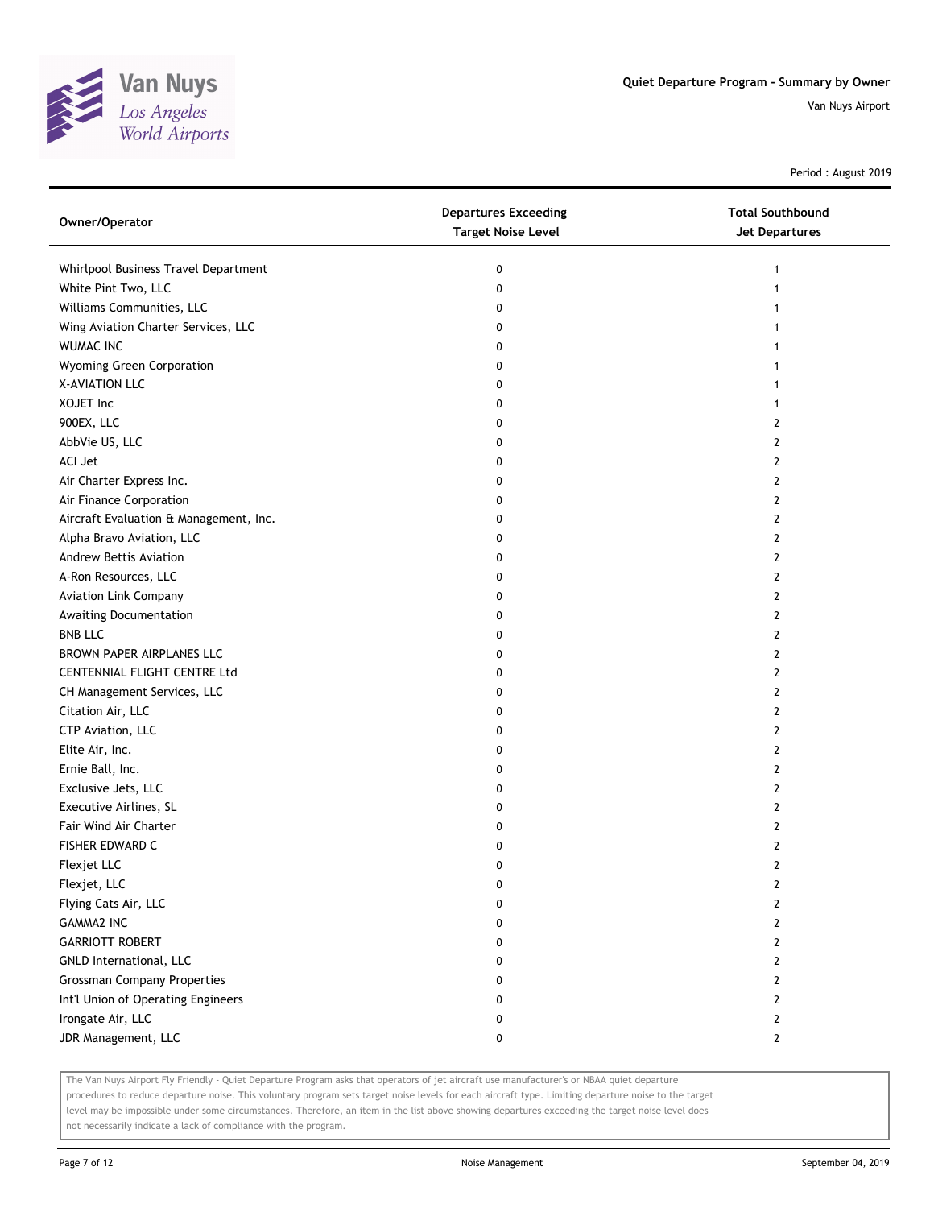Period : August 2019

| Owner/Operator | Departures Exceeding Target Noise Level | Total Southbound Jet Departures |
| --- | --- | --- |
| Whirlpool Business Travel Department | 0 | 1 |
| White Pint Two, LLC | 0 | 1 |
| Williams Communities, LLC | 0 | 1 |
| Wing Aviation Charter Services, LLC | 0 | 1 |
| WUMAC INC | 0 | 1 |
| Wyoming Green Corporation | 0 | 1 |
| X-AVIATION LLC | 0 | 1 |
| XOJET Inc | 0 | 1 |
| 900EX, LLC | 0 | 2 |
| AbbVie US, LLC | 0 | 2 |
| ACI Jet | 0 | 2 |
| Air Charter Express Inc. | 0 | 2 |
| Air Finance Corporation | 0 | 2 |
| Aircraft Evaluation & Management, Inc. | 0 | 2 |
| Alpha Bravo Aviation, LLC | 0 | 2 |
| Andrew Bettis Aviation | 0 | 2 |
| A-Ron Resources, LLC | 0 | 2 |
| Aviation Link Company | 0 | 2 |
| Awaiting Documentation | 0 | 2 |
| BNB LLC | 0 | 2 |
| BROWN PAPER AIRPLANES LLC | 0 | 2 |
| CENTENNIAL FLIGHT CENTRE Ltd | 0 | 2 |
| CH Management Services, LLC | 0 | 2 |
| Citation Air, LLC | 0 | 2 |
| CTP Aviation, LLC | 0 | 2 |
| Elite Air, Inc. | 0 | 2 |
| Ernie Ball, Inc. | 0 | 2 |
| Exclusive Jets, LLC | 0 | 2 |
| Executive Airlines, SL | 0 | 2 |
| Fair Wind Air Charter | 0 | 2 |
| FISHER EDWARD C | 0 | 2 |
| Flexjet LLC | 0 | 2 |
| Flexjet, LLC | 0 | 2 |
| Flying Cats Air, LLC | 0 | 2 |
| GAMMA2 INC | 0 | 2 |
| GARRIOTT ROBERT | 0 | 2 |
| GNLD International, LLC | 0 | 2 |
| Grossman Company Properties | 0 | 2 |
| Int'l Union of Operating Engineers | 0 | 2 |
| Irongate Air, LLC | 0 | 2 |
| JDR Management, LLC | 0 | 2 |

The Van Nuys Airport Fly Friendly - Quiet Departure Program asks that operators of jet aircraft use manufacturer's or NBAA quiet departure procedures to reduce departure noise. This voluntary program sets target noise levels for each aircraft type. Limiting departure noise to the target level may be impossible under some circumstances. Therefore, an item in the list above showing departures exceeding the target noise level does not necessarily indicate a lack of compliance with the program.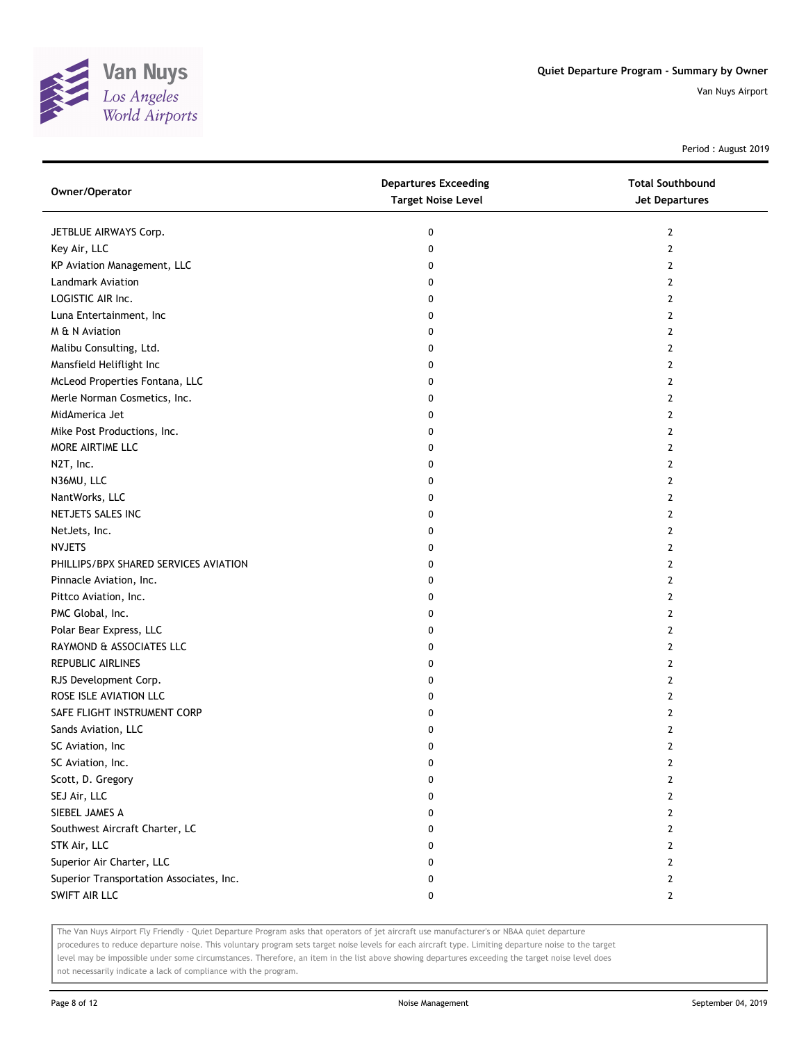# Quiet Departure Program - Summary by Owner

Van Nuys Airport

Period : August 2019

| Owner/Operator | Departures Exceeding Target Noise Level | Total Southbound Jet Departures |
|---|---|---|
| JETBLUE AIRWAYS Corp. | 0 | 2 |
| Key Air, LLC | 0 | 2 |
| KP Aviation Management, LLC | 0 | 2 |
| Landmark Aviation | 0 | 2 |
| LOGISTIC AIR Inc. | 0 | 2 |
| Luna Entertainment, Inc | 0 | 2 |
| M & N Aviation | 0 | 2 |
| Malibu Consulting, Ltd. | 0 | 2 |
| Mansfield Heliflight Inc | 0 | 2 |
| McLeod Properties Fontana, LLC | 0 | 2 |
| Merle Norman Cosmetics, Inc. | 0 | 2 |
| MidAmerica Jet | 0 | 2 |
| Mike Post Productions, Inc. | 0 | 2 |
| MORE AIRTIME LLC | 0 | 2 |
| N2T, Inc. | 0 | 2 |
| N36MU, LLC | 0 | 2 |
| NantWorks, LLC | 0 | 2 |
| NETJETS SALES INC | 0 | 2 |
| NetJets, Inc. | 0 | 2 |
| NVJETS | 0 | 2 |
| PHILLIPS/BPX SHARED SERVICES AVIATION | 0 | 2 |
| Pinnacle Aviation, Inc. | 0 | 2 |
| Pittco Aviation, Inc. | 0 | 2 |
| PMC Global, Inc. | 0 | 2 |
| Polar Bear Express, LLC | 0 | 2 |
| RAYMOND & ASSOCIATES LLC | 0 | 2 |
| REPUBLIC AIRLINES | 0 | 2 |
| RJS Development Corp. | 0 | 2 |
| ROSE ISLE AVIATION LLC | 0 | 2 |
| SAFE FLIGHT INSTRUMENT CORP | 0 | 2 |
| Sands Aviation, LLC | 0 | 2 |
| SC Aviation, Inc | 0 | 2 |
| SC Aviation, Inc. | 0 | 2 |
| Scott, D. Gregory | 0 | 2 |
| SEJ Air, LLC | 0 | 2 |
| SIEBEL JAMES A | 0 | 2 |
| Southwest Aircraft Charter, LC | 0 | 2 |
| STK Air, LLC | 0 | 2 |
| Superior Air Charter, LLC | 0 | 2 |
| Superior Transportation Associates, Inc. | 0 | 2 |
| SWIFT AIR LLC | 0 | 2 |

The Van Nuys Airport Fly Friendly - Quiet Departure Program asks that operators of jet aircraft use manufacturer's or NBAA quiet departure procedures to reduce departure noise. This voluntary program sets target noise levels for each aircraft type. Limiting departure noise to the target level may be impossible under some circumstances. Therefore, an item in the list above showing departures exceeding the target noise level does not necessarily indicate a lack of compliance with the program.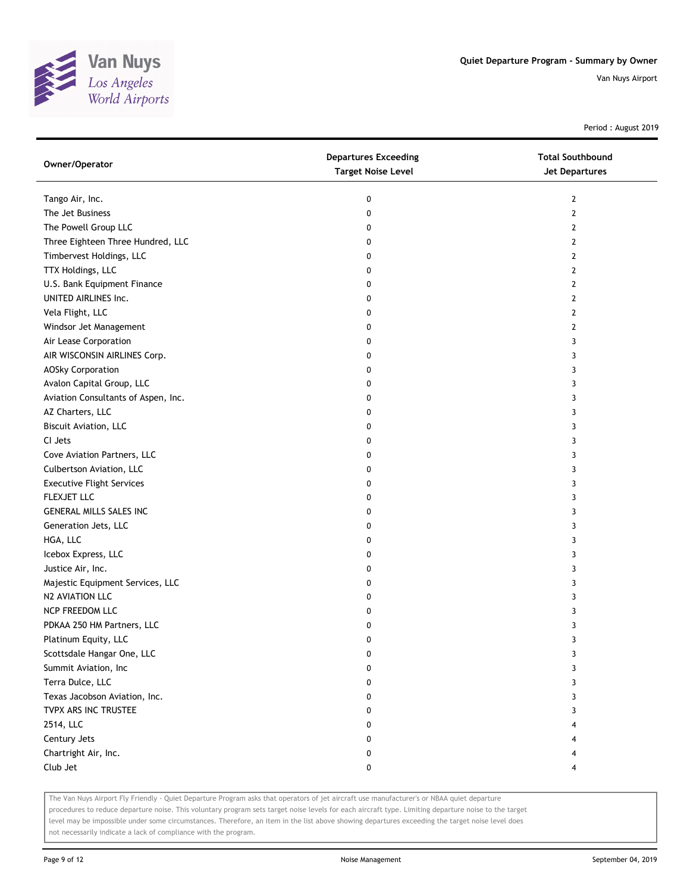Period : August 2019

| Owner/Operator | Departures Exceeding Target Noise Level | Total Southbound Jet Departures |
| --- | --- | --- |
| Tango Air, Inc. | 0 | 2 |
| The Jet Business | 0 | 2 |
| The Powell Group LLC | 0 | 2 |
| Three Eighteen Three Hundred, LLC | 0 | 2 |
| Timbervest Holdings, LLC | 0 | 2 |
| TTX Holdings, LLC | 0 | 2 |
| U.S. Bank Equipment Finance | 0 | 2 |
| UNITED AIRLINES Inc. | 0 | 2 |
| Vela Flight, LLC | 0 | 2 |
| Windsor Jet Management | 0 | 2 |
| Air Lease Corporation | 0 | 3 |
| AIR WISCONSIN AIRLINES Corp. | 0 | 3 |
| AOSky Corporation | 0 | 3 |
| Avalon Capital Group, LLC | 0 | 3 |
| Aviation Consultants of Aspen, Inc. | 0 | 3 |
| AZ Charters, LLC | 0 | 3 |
| Biscuit Aviation, LLC | 0 | 3 |
| CI Jets | 0 | 3 |
| Cove Aviation Partners, LLC | 0 | 3 |
| Culbertson Aviation, LLC | 0 | 3 |
| Executive Flight Services | 0 | 3 |
| FLEXJET LLC | 0 | 3 |
| GENERAL MILLS SALES INC | 0 | 3 |
| Generation Jets, LLC | 0 | 3 |
| HGA, LLC | 0 | 3 |
| Icebox Express, LLC | 0 | 3 |
| Justice Air, Inc. | 0 | 3 |
| Majestic Equipment Services, LLC | 0 | 3 |
| N2 AVIATION LLC | 0 | 3 |
| NCP FREEDOM LLC | 0 | 3 |
| PDKAA 250 HM Partners, LLC | 0 | 3 |
| Platinum Equity, LLC | 0 | 3 |
| Scottsdale Hangar One, LLC | 0 | 3 |
| Summit Aviation, Inc | 0 | 3 |
| Terra Dulce, LLC | 0 | 3 |
| Texas Jacobson Aviation, Inc. | 0 | 3 |
| TVPX ARS INC TRUSTEE | 0 | 3 |
| 2514, LLC | 0 | 4 |
| Century Jets | 0 | 4 |
| Chartright Air, Inc. | 0 | 4 |
| Club Jet | 0 | 4 |

The Van Nuys Airport Fly Friendly - Quiet Departure Program asks that operators of jet aircraft use manufacturer's or NBAA quiet departure procedures to reduce departure noise. This voluntary program sets target noise levels for each aircraft type. Limiting departure noise to the target level may be impossible under some circumstances. Therefore, an item in the list above showing departures exceeding the target noise level does not necessarily indicate a lack of compliance with the program.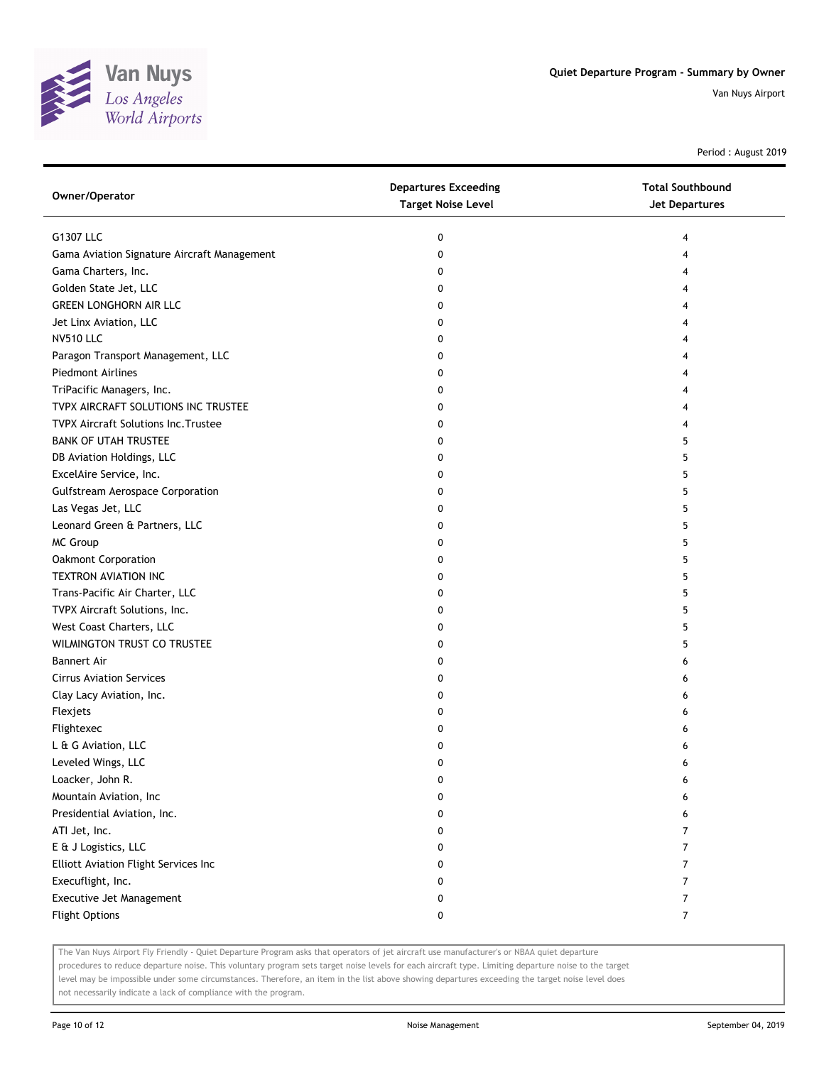# Quiet Departure Program - Summary by Owner

Van Nuys Airport

Period : August 2019

| Owner/Operator | Departures Exceeding Target Noise Level | Total Southbound Jet Departures |
|---|---|---|
| G1307 LLC | 0 | 4 |
| Gama Aviation Signature Aircraft Management | 0 | 4 |
| Gama Charters, Inc. | 0 | 4 |
| Golden State Jet, LLC | 0 | 4 |
| GREEN LONGHORN AIR LLC | 0 | 4 |
| Jet Linx Aviation, LLC | 0 | 4 |
| NV510 LLC | 0 | 4 |
| Paragon Transport Management, LLC | 0 | 4 |
| Piedmont Airlines | 0 | 4 |
| TriPacific Managers, Inc. | 0 | 4 |
| TVPX AIRCRAFT SOLUTIONS INC TRUSTEE | 0 | 4 |
| TVPX Aircraft Solutions Inc.Trustee | 0 | 4 |
| BANK OF UTAH TRUSTEE | 0 | 5 |
| DB Aviation Holdings, LLC | 0 | 5 |
| ExcelAire Service, Inc. | 0 | 5 |
| Gulfstream Aerospace Corporation | 0 | 5 |
| Las Vegas Jet, LLC | 0 | 5 |
| Leonard Green & Partners, LLC | 0 | 5 |
| MC Group | 0 | 5 |
| Oakmont Corporation | 0 | 5 |
| TEXTRON AVIATION INC | 0 | 5 |
| Trans-Pacific Air Charter, LLC | 0 | 5 |
| TVPX Aircraft Solutions, Inc. | 0 | 5 |
| West Coast Charters, LLC | 0 | 5 |
| WILMINGTON TRUST CO TRUSTEE | 0 | 5 |
| Bannert Air | 0 | 6 |
| Cirrus Aviation Services | 0 | 6 |
| Clay Lacy Aviation, Inc. | 0 | 6 |
| Flexjets | 0 | 6 |
| Flightexec | 0 | 6 |
| L & G Aviation, LLC | 0 | 6 |
| Leveled Wings, LLC | 0 | 6 |
| Loacker, John R. | 0 | 6 |
| Mountain Aviation, Inc | 0 | 6 |
| Presidential Aviation, Inc. | 0 | 6 |
| ATI Jet, Inc. | 0 | 7 |
| E & J Logistics, LLC | 0 | 7 |
| Elliott Aviation Flight Services Inc | 0 | 7 |
| Execuflight, Inc. | 0 | 7 |
| Executive Jet Management | 0 | 7 |
| Flight Options | 0 | 7 |

The Van Nuys Airport Fly Friendly - Quiet Departure Program asks that operators of jet aircraft use manufacturer's or NBAA quiet departure procedures to reduce departure noise. This voluntary program sets target noise levels for each aircraft type. Limiting departure noise to the target level may be impossible under some circumstances. Therefore, an item in the list above showing departures exceeding the target noise level does not necessarily indicate a lack of compliance with the program.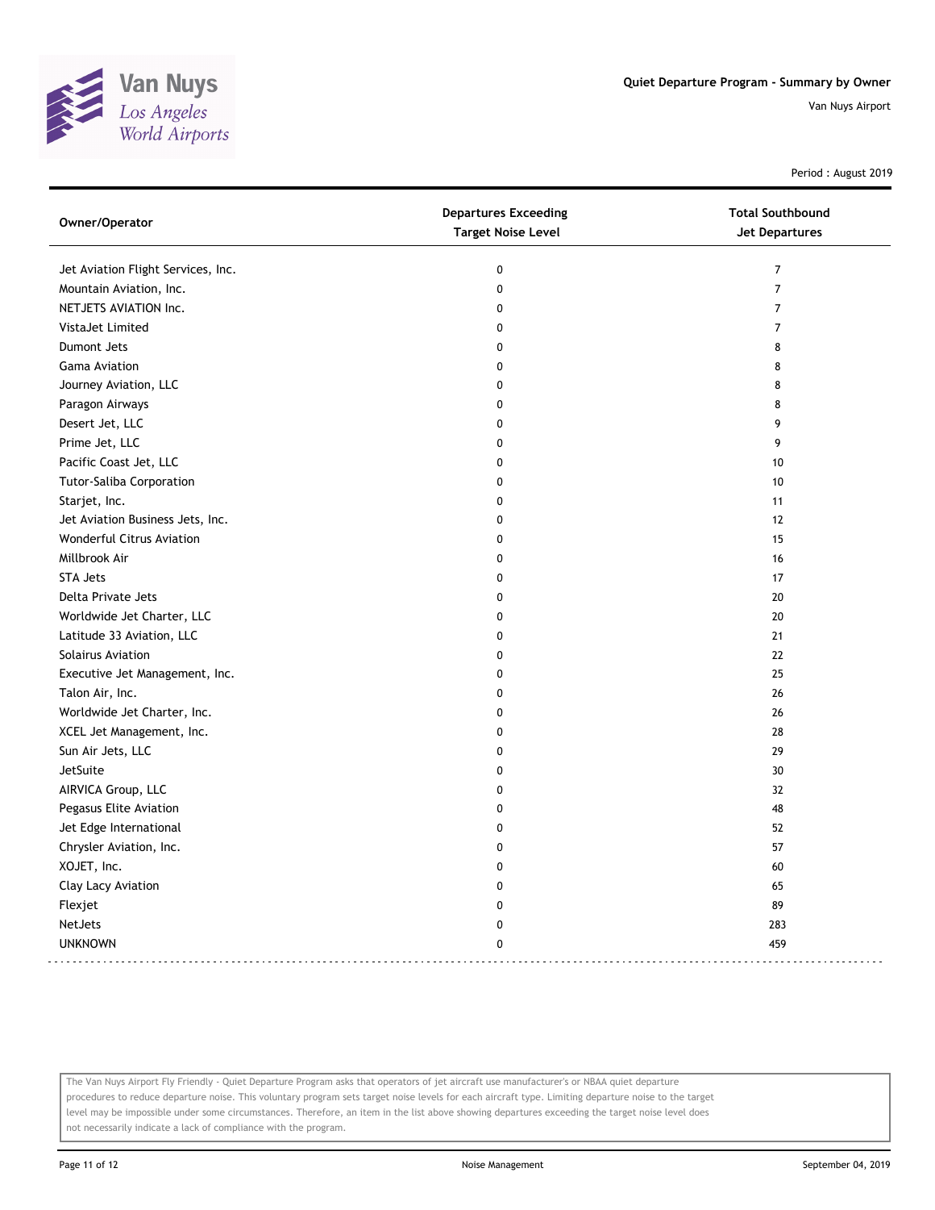## Quiet Departure Program - Summary by Owner

Van Nuys Airport

Period : August 2019

| Owner/Operator | Departures Exceeding Target Noise Level | Total Southbound Jet Departures |
|---|---|---|
| Jet Aviation Flight Services, Inc. | 0 | 7 |
| Mountain Aviation, Inc. | 0 | 7 |
| NETJETS AVIATION Inc. | 0 | 7 |
| VistaJet Limited | 0 | 7 |
| Dumont Jets | 0 | 8 |
| Gama Aviation | 0 | 8 |
| Journey Aviation, LLC | 0 | 8 |
| Paragon Airways | 0 | 8 |
| Desert Jet, LLC | 0 | 9 |
| Prime Jet, LLC | 0 | 9 |
| Pacific Coast Jet, LLC | 0 | 10 |
| Tutor-Saliba Corporation | 0 | 10 |
| Starjet, Inc. | 0 | 11 |
| Jet Aviation Business Jets, Inc. | 0 | 12 |
| Wonderful Citrus Aviation | 0 | 15 |
| Millbrook Air | 0 | 16 |
| STA Jets | 0 | 17 |
| Delta Private Jets | 0 | 20 |
| Worldwide Jet Charter, LLC | 0 | 20 |
| Latitude 33 Aviation, LLC | 0 | 21 |
| Solairus Aviation | 0 | 22 |
| Executive Jet Management, Inc. | 0 | 25 |
| Talon Air, Inc. | 0 | 26 |
| Worldwide Jet Charter, Inc. | 0 | 26 |
| XCEL Jet Management, Inc. | 0 | 28 |
| Sun Air Jets, LLC | 0 | 29 |
| JetSuite | 0 | 30 |
| AIRVICA Group, LLC | 0 | 32 |
| Pegasus Elite Aviation | 0 | 48 |
| Jet Edge International | 0 | 52 |
| Chrysler Aviation, Inc. | 0 | 57 |
| XOJET, Inc. | 0 | 60 |
| Clay Lacy Aviation | 0 | 65 |
| Flexjet | 0 | 89 |
| NetJets | 0 | 283 |
| UNKNOWN | 0 | 459 |

The Van Nuys Airport Fly Friendly - Quiet Departure Program asks that operators of jet aircraft use manufacturer's or NBAA quiet departure procedures to reduce departure noise. This voluntary program sets target noise levels for each aircraft type. Limiting departure noise to the target level may be impossible under some circumstances. Therefore, an item in the list above showing departures exceeding the target noise level does not necessarily indicate a lack of compliance with the program.

Noise Management

September 04, 2019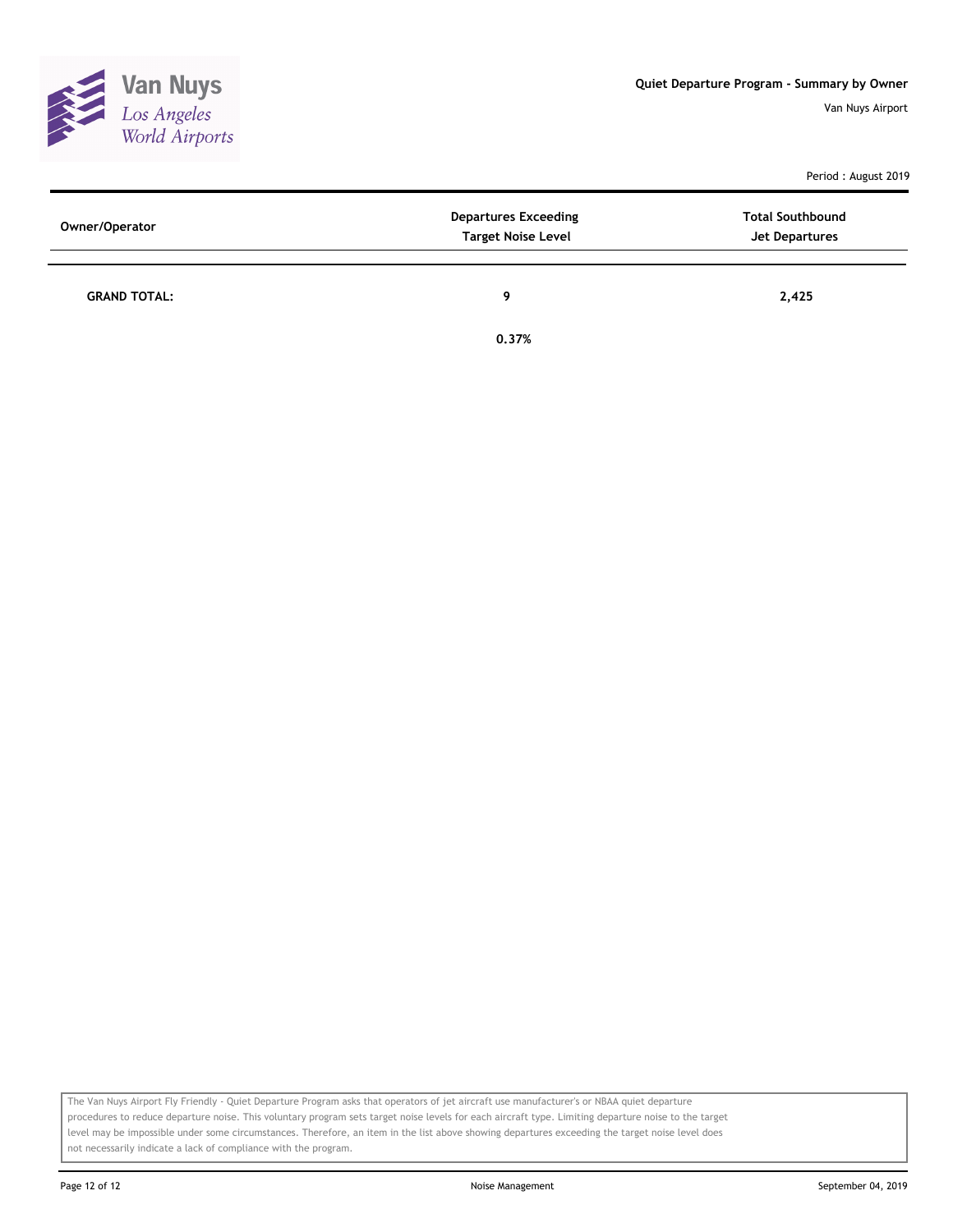## Quiet Departure Program - Summary by Owner

Van Nuys Airport

Period : August 2019

| Owner/Operator | Departures Exceeding Target Noise Level | Total Southbound Jet Departures |
|---|---|---|
| **GRAND TOTAL:** | **9** | **2,425** |
| | **0.37%** | |

The Van Nuys Airport Fly Friendly - Quiet Departure Program asks that operators of jet aircraft use manufacturer's or NBAA quiet departure procedures to reduce departure noise. This voluntary program sets target noise levels for each aircraft type. Limiting departure noise to the target level may be impossible under some circumstances. Therefore, an item in the list above showing departures exceeding the target noise level does not necessarily indicate a lack of compliance with the program.